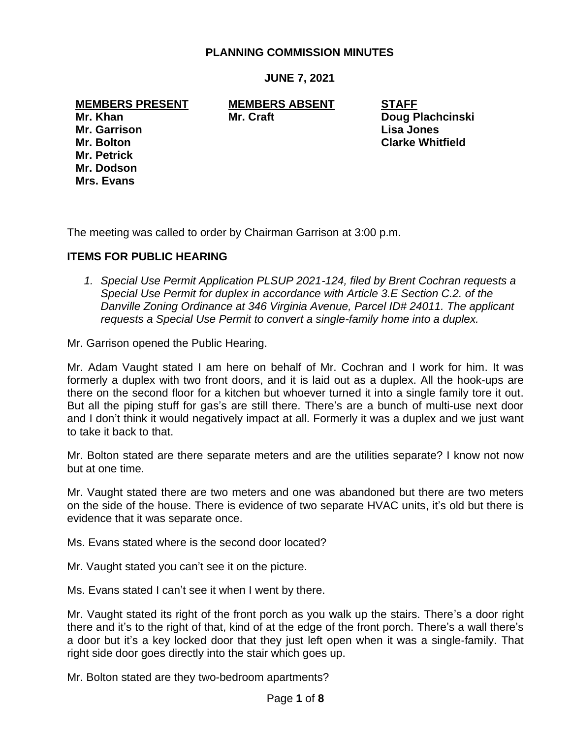# PLANNING COMMISSION MINUTES

## JUNE 7, 2021

| MEMBERS PRESENT | MEMBERS ABSENT | STAFF |
|---|---|---|
| **Mr. Khan** | **Mr. Craft** | **Doug Plachcinski** |
| **Mr. Garrison** | | **Lisa Jones** |
| **Mr. Bolton** | | **Clarke Whitfield** |
| **Mr. Petrick** | | |
| **Mr. Dodson** | | |
| **Mrs. Evans** | | |

The meeting was called to order by Chairman Garrison at 3:00 p.m.

### ITEMS FOR PUBLIC HEARING

1. *Special Use Permit Application PLSUP 2021-124, filed by Brent Cochran requests a Special Use Permit for duplex in accordance with Article 3.E Section C.2. of the Danville Zoning Ordinance at 346 Virginia Avenue, Parcel ID# 24011. The applicant requests a Special Use Permit to convert a single-family home into a duplex.*

Mr. Garrison opened the Public Hearing.

Mr. Adam Vaught stated I am here on behalf of Mr. Cochran and I work for him. It was formerly a duplex with two front doors, and it is laid out as a duplex. All the hook-ups are there on the second floor for a kitchen but whoever turned it into a single family tore it out. But all the piping stuff for gas's are still there. There's are a bunch of multi-use next door and I don't think it would negatively impact at all. Formerly it was a duplex and we just want to take it back to that.

Mr. Bolton stated are there separate meters and are the utilities separate? I know not now but at one time.

Mr. Vaught stated there are two meters and one was abandoned but there are two meters on the side of the house. There is evidence of two separate HVAC units, it's old but there is evidence that it was separate once.

Ms. Evans stated where is the second door located?

Mr. Vaught stated you can't see it on the picture.

Ms. Evans stated I can't see it when I went by there.

Mr. Vaught stated its right of the front porch as you walk up the stairs. There's a door right there and it's to the right of that, kind of at the edge of the front porch. There's a wall there's a door but it's a key locked door that they just left open when it was a single-family. That right side door goes directly into the stair which goes up.

Mr. Bolton stated are they two-bedroom apartments?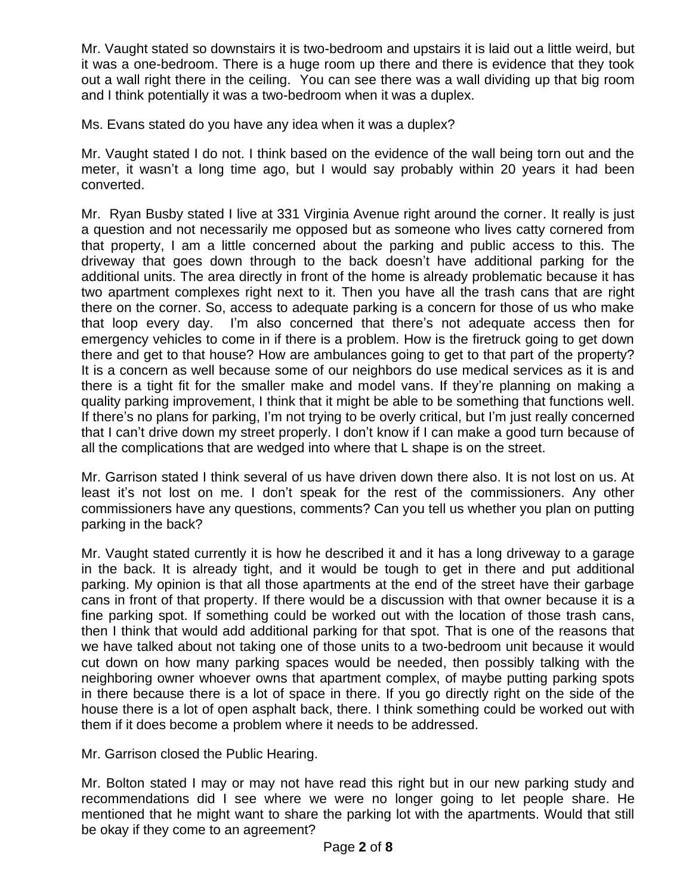Mr. Vaught stated so downstairs it is two-bedroom and upstairs it is laid out a little weird, but it was a one-bedroom. There is a huge room up there and there is evidence that they took out a wall right there in the ceiling. You can see there was a wall dividing up that big room and I think potentially it was a two-bedroom when it was a duplex.

Ms. Evans stated do you have any idea when it was a duplex?

Mr. Vaught stated I do not. I think based on the evidence of the wall being torn out and the meter, it wasn't a long time ago, but I would say probably within 20 years it had been converted.

Mr. Ryan Busby stated I live at 331 Virginia Avenue right around the corner. It really is just a question and not necessarily me opposed but as someone who lives catty cornered from that property, I am a little concerned about the parking and public access to this. The driveway that goes down through to the back doesn't have additional parking for the additional units. The area directly in front of the home is already problematic because it has two apartment complexes right next to it. Then you have all the trash cans that are right there on the corner. So, access to adequate parking is a concern for those of us who make that loop every day. I'm also concerned that there's not adequate access then for emergency vehicles to come in if there is a problem. How is the firetruck going to get down there and get to that house? How are ambulances going to get to that part of the property? It is a concern as well because some of our neighbors do use medical services as it is and there is a tight fit for the smaller make and model vans. If they're planning on making a quality parking improvement, I think that it might be able to be something that functions well. If there's no plans for parking, I'm not trying to be overly critical, but I'm just really concerned that I can't drive down my street properly. I don't know if I can make a good turn because of all the complications that are wedged into where that L shape is on the street.

Mr. Garrison stated I think several of us have driven down there also. It is not lost on us. At least it's not lost on me. I don't speak for the rest of the commissioners. Any other commissioners have any questions, comments? Can you tell us whether you plan on putting parking in the back?

Mr. Vaught stated currently it is how he described it and it has a long driveway to a garage in the back. It is already tight, and it would be tough to get in there and put additional parking. My opinion is that all those apartments at the end of the street have their garbage cans in front of that property. If there would be a discussion with that owner because it is a fine parking spot. If something could be worked out with the location of those trash cans, then I think that would add additional parking for that spot. That is one of the reasons that we have talked about not taking one of those units to a two-bedroom unit because it would cut down on how many parking spaces would be needed, then possibly talking with the neighboring owner whoever owns that apartment complex, of maybe putting parking spots in there because there is a lot of space in there. If you go directly right on the side of the house there is a lot of open asphalt back, there. I think something could be worked out with them if it does become a problem where it needs to be addressed.

Mr. Garrison closed the Public Hearing.

Mr. Bolton stated I may or may not have read this right but in our new parking study and recommendations did I see where we were no longer going to let people share. He mentioned that he might want to share the parking lot with the apartments. Would that still be okay if they come to an agreement?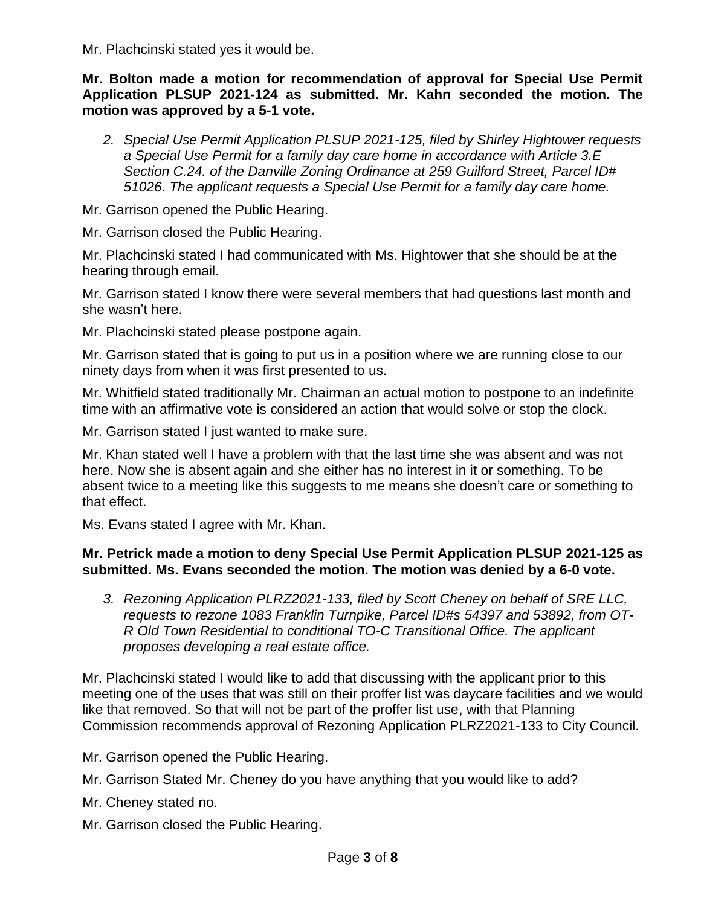Mr. Plachcinski stated yes it would be.

**Mr. Bolton made a motion for recommendation of approval for Special Use Permit Application PLSUP 2021-124 as submitted. Mr. Kahn seconded the motion. The motion was approved by a 5-1 vote.**

2. *Special Use Permit Application PLSUP 2021-125, filed by Shirley Hightower requests a Special Use Permit for a family day care home in accordance with Article 3.E Section C.24. of the Danville Zoning Ordinance at 259 Guilford Street, Parcel ID# 51026. The applicant requests a Special Use Permit for a family day care home.*

Mr. Garrison opened the Public Hearing.

Mr. Garrison closed the Public Hearing.

Mr. Plachcinski stated I had communicated with Ms. Hightower that she should be at the hearing through email.

Mr. Garrison stated I know there were several members that had questions last month and she wasn't here.

Mr. Plachcinski stated please postpone again.

Mr. Garrison stated that is going to put us in a position where we are running close to our ninety days from when it was first presented to us.

Mr. Whitfield stated traditionally Mr. Chairman an actual motion to postpone to an indefinite time with an affirmative vote is considered an action that would solve or stop the clock.

Mr. Garrison stated I just wanted to make sure.

Mr. Khan stated well I have a problem with that the last time she was absent and was not here. Now she is absent again and she either has no interest in it or something. To be absent twice to a meeting like this suggests to me means she doesn't care or something to that effect.

Ms. Evans stated I agree with Mr. Khan.

**Mr. Petrick made a motion to deny Special Use Permit Application PLSUP 2021-125 as submitted. Ms. Evans seconded the motion. The motion was denied by a 6-0 vote.**

3. *Rezoning Application PLRZ2021-133, filed by Scott Cheney on behalf of SRE LLC, requests to rezone 1083 Franklin Turnpike, Parcel ID#s 54397 and 53892, from OT-R Old Town Residential to conditional TO-C Transitional Office. The applicant proposes developing a real estate office.*

Mr. Plachcinski stated I would like to add that discussing with the applicant prior to this meeting one of the uses that was still on their proffer list was daycare facilities and we would like that removed. So that will not be part of the proffer list use, with that Planning Commission recommends approval of Rezoning Application PLRZ2021-133 to City Council.

Mr. Garrison opened the Public Hearing.

Mr. Garrison Stated Mr. Cheney do you have anything that you would like to add?

Mr. Cheney stated no.

Mr. Garrison closed the Public Hearing.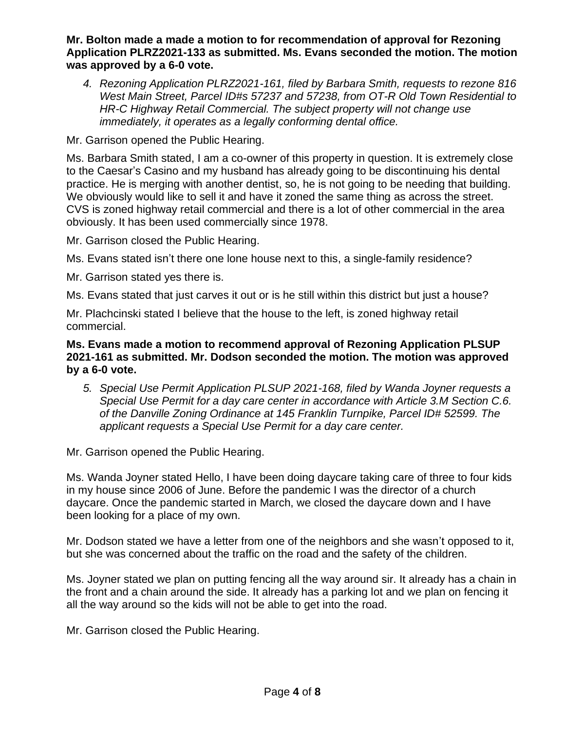**Mr. Bolton made a made a motion to for recommendation of approval for Rezoning Application PLRZ2021-133 as submitted. Ms. Evans seconded the motion. The motion was approved by a 6-0 vote.**

4. *Rezoning Application PLRZ2021-161, filed by Barbara Smith, requests to rezone 816 West Main Street, Parcel ID#s 57237 and 57238, from OT-R Old Town Residential to HR-C Highway Retail Commercial. The subject property will not change use immediately, it operates as a legally conforming dental office.*

Mr. Garrison opened the Public Hearing.

Ms. Barbara Smith stated, I am a co-owner of this property in question. It is extremely close to the Caesar's Casino and my husband has already going to be discontinuing his dental practice. He is merging with another dentist, so, he is not going to be needing that building. We obviously would like to sell it and have it zoned the same thing as across the street. CVS is zoned highway retail commercial and there is a lot of other commercial in the area obviously. It has been used commercially since 1978.

Mr. Garrison closed the Public Hearing.

Ms. Evans stated isn't there one lone house next to this, a single-family residence?

Mr. Garrison stated yes there is.

Ms. Evans stated that just carves it out or is he still within this district but just a house?

Mr. Plachcinski stated I believe that the house to the left, is zoned highway retail commercial.

**Ms. Evans made a motion to recommend approval of Rezoning Application PLSUP 2021-161 as submitted. Mr. Dodson seconded the motion. The motion was approved by a 6-0 vote.**

5. *Special Use Permit Application PLSUP 2021-168, filed by Wanda Joyner requests a Special Use Permit for a day care center in accordance with Article 3.M Section C.6. of the Danville Zoning Ordinance at 145 Franklin Turnpike, Parcel ID# 52599. The applicant requests a Special Use Permit for a day care center.*

Mr. Garrison opened the Public Hearing.

Ms. Wanda Joyner stated Hello, I have been doing daycare taking care of three to four kids in my house since 2006 of June. Before the pandemic I was the director of a church daycare. Once the pandemic started in March, we closed the daycare down and I have been looking for a place of my own.

Mr. Dodson stated we have a letter from one of the neighbors and she wasn't opposed to it, but she was concerned about the traffic on the road and the safety of the children.

Ms. Joyner stated we plan on putting fencing all the way around sir. It already has a chain in the front and a chain around the side. It already has a parking lot and we plan on fencing it all the way around so the kids will not be able to get into the road.

Mr. Garrison closed the Public Hearing.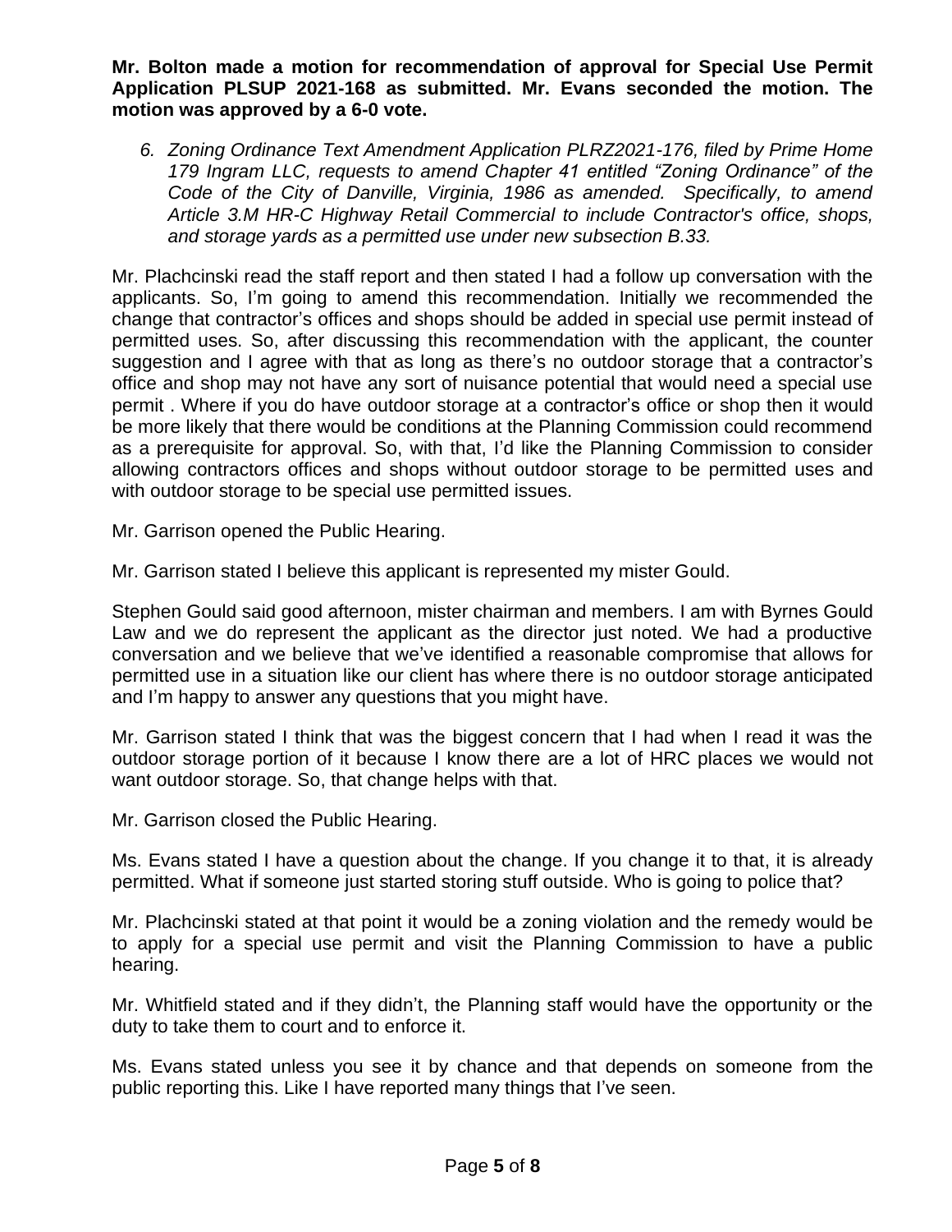**Mr. Bolton made a motion for recommendation of approval for Special Use Permit Application PLSUP 2021-168 as submitted. Mr. Evans seconded the motion. The motion was approved by a 6-0 vote.**

6. *Zoning Ordinance Text Amendment Application PLRZ2021-176, filed by Prime Home 179 Ingram LLC, requests to amend Chapter 41 entitled "Zoning Ordinance" of the Code of the City of Danville, Virginia, 1986 as amended. Specifically, to amend Article 3.M HR-C Highway Retail Commercial to include Contractor's office, shops, and storage yards as a permitted use under new subsection B.33.*

Mr. Plachcinski read the staff report and then stated I had a follow up conversation with the applicants. So, I'm going to amend this recommendation. Initially we recommended the change that contractor's offices and shops should be added in special use permit instead of permitted uses. So, after discussing this recommendation with the applicant, the counter suggestion and I agree with that as long as there's no outdoor storage that a contractor's office and shop may not have any sort of nuisance potential that would need a special use permit . Where if you do have outdoor storage at a contractor's office or shop then it would be more likely that there would be conditions at the Planning Commission could recommend as a prerequisite for approval. So, with that, I'd like the Planning Commission to consider allowing contractors offices and shops without outdoor storage to be permitted uses and with outdoor storage to be special use permitted issues.

Mr. Garrison opened the Public Hearing.

Mr. Garrison stated I believe this applicant is represented my mister Gould.

Stephen Gould said good afternoon, mister chairman and members. I am with Byrnes Gould Law and we do represent the applicant as the director just noted. We had a productive conversation and we believe that we've identified a reasonable compromise that allows for permitted use in a situation like our client has where there is no outdoor storage anticipated and I'm happy to answer any questions that you might have.

Mr. Garrison stated I think that was the biggest concern that I had when I read it was the outdoor storage portion of it because I know there are a lot of HRC places we would not want outdoor storage. So, that change helps with that.

Mr. Garrison closed the Public Hearing.

Ms. Evans stated I have a question about the change. If you change it to that, it is already permitted. What if someone just started storing stuff outside. Who is going to police that?

Mr. Plachcinski stated at that point it would be a zoning violation and the remedy would be to apply for a special use permit and visit the Planning Commission to have a public hearing.

Mr. Whitfield stated and if they didn't, the Planning staff would have the opportunity or the duty to take them to court and to enforce it.

Ms. Evans stated unless you see it by chance and that depends on someone from the public reporting this. Like I have reported many things that I've seen.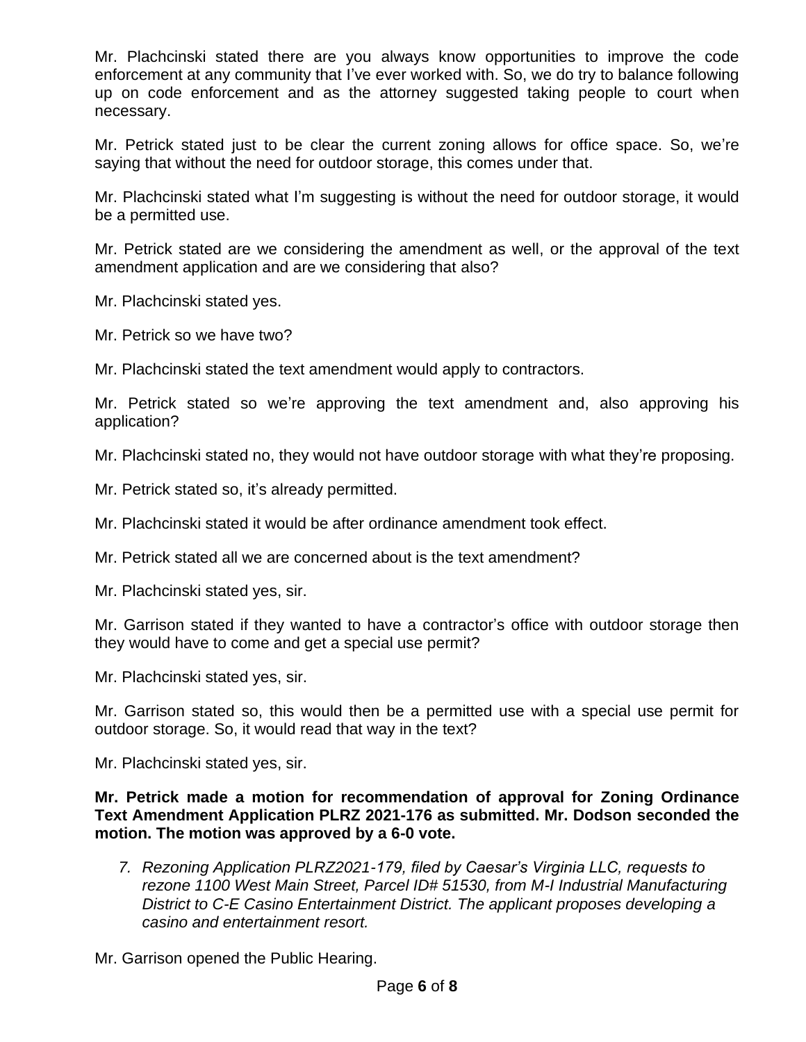Mr. Plachcinski stated there are you always know opportunities to improve the code enforcement at any community that I've ever worked with. So, we do try to balance following up on code enforcement and as the attorney suggested taking people to court when necessary.

Mr. Petrick stated just to be clear the current zoning allows for office space. So, we're saying that without the need for outdoor storage, this comes under that.

Mr. Plachcinski stated what I'm suggesting is without the need for outdoor storage, it would be a permitted use.

Mr. Petrick stated are we considering the amendment as well, or the approval of the text amendment application and are we considering that also?

Mr. Plachcinski stated yes.

Mr. Petrick so we have two?

Mr. Plachcinski stated the text amendment would apply to contractors.

Mr. Petrick stated so we're approving the text amendment and, also approving his application?

Mr. Plachcinski stated no, they would not have outdoor storage with what they're proposing.

Mr. Petrick stated so, it's already permitted.

Mr. Plachcinski stated it would be after ordinance amendment took effect.

Mr. Petrick stated all we are concerned about is the text amendment?

Mr. Plachcinski stated yes, sir.

Mr. Garrison stated if they wanted to have a contractor's office with outdoor storage then they would have to come and get a special use permit?

Mr. Plachcinski stated yes, sir.

Mr. Garrison stated so, this would then be a permitted use with a special use permit for outdoor storage. So, it would read that way in the text?

Mr. Plachcinski stated yes, sir.

**Mr. Petrick made a motion for recommendation of approval for Zoning Ordinance Text Amendment Application PLRZ 2021-176 as submitted. Mr. Dodson seconded the motion. The motion was approved by a 6-0 vote.**

7. *Rezoning Application PLRZ2021-179, filed by Caesar's Virginia LLC, requests to rezone 1100 West Main Street, Parcel ID# 51530, from M-I Industrial Manufacturing District to C-E Casino Entertainment District. The applicant proposes developing a casino and entertainment resort.*

Mr. Garrison opened the Public Hearing.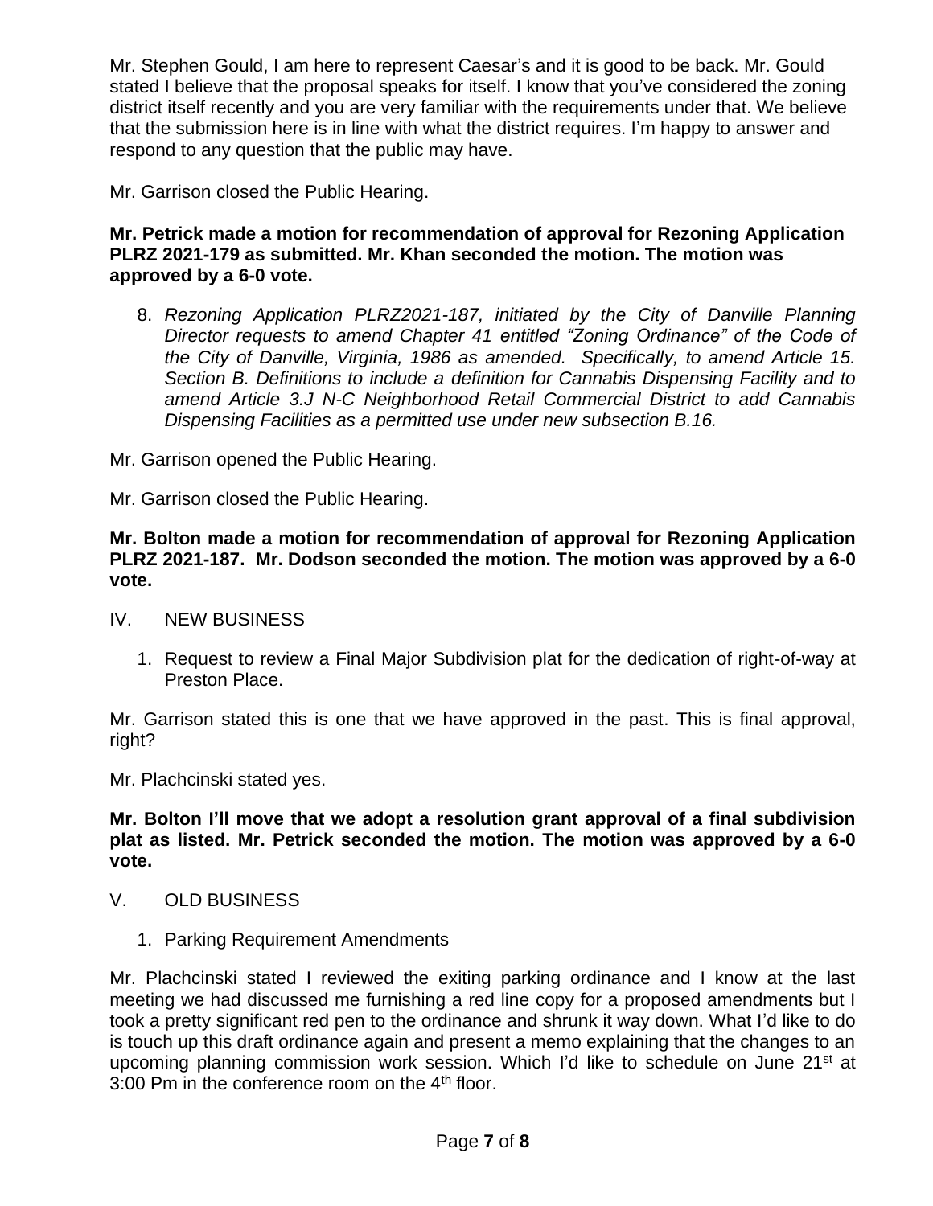Mr. Stephen Gould, I am here to represent Caesar's and it is good to be back. Mr. Gould stated I believe that the proposal speaks for itself. I know that you've considered the zoning district itself recently and you are very familiar with the requirements under that. We believe that the submission here is in line with what the district requires. I'm happy to answer and respond to any question that the public may have.

Mr. Garrison closed the Public Hearing.

**Mr. Petrick made a motion for recommendation of approval for Rezoning Application PLRZ 2021-179 as submitted. Mr. Khan seconded the motion. The motion was approved by a 6-0 vote.**

8. *Rezoning Application PLRZ2021-187, initiated by the City of Danville Planning Director requests to amend Chapter 41 entitled "Zoning Ordinance" of the Code of the City of Danville, Virginia, 1986 as amended. Specifically, to amend Article 15. Section B. Definitions to include a definition for Cannabis Dispensing Facility and to amend Article 3.J N-C Neighborhood Retail Commercial District to add Cannabis Dispensing Facilities as a permitted use under new subsection B.16.*

Mr. Garrison opened the Public Hearing.

Mr. Garrison closed the Public Hearing.

**Mr. Bolton made a motion for recommendation of approval for Rezoning Application PLRZ 2021-187. Mr. Dodson seconded the motion. The motion was approved by a 6-0 vote.**

IV. NEW BUSINESS

1. Request to review a Final Major Subdivision plat for the dedication of right-of-way at Preston Place.

Mr. Garrison stated this is one that we have approved in the past. This is final approval, right?

Mr. Plachcinski stated yes.

**Mr. Bolton I'll move that we adopt a resolution grant approval of a final subdivision plat as listed. Mr. Petrick seconded the motion. The motion was approved by a 6-0 vote.**

V. OLD BUSINESS

1. Parking Requirement Amendments

Mr. Plachcinski stated I reviewed the exiting parking ordinance and I know at the last meeting we had discussed me furnishing a red line copy for a proposed amendments but I took a pretty significant red pen to the ordinance and shrunk it way down. What I'd like to do is touch up this draft ordinance again and present a memo explaining that the changes to an upcoming planning commission work session. Which I'd like to schedule on June 21st at 3:00 Pm in the conference room on the 4th floor.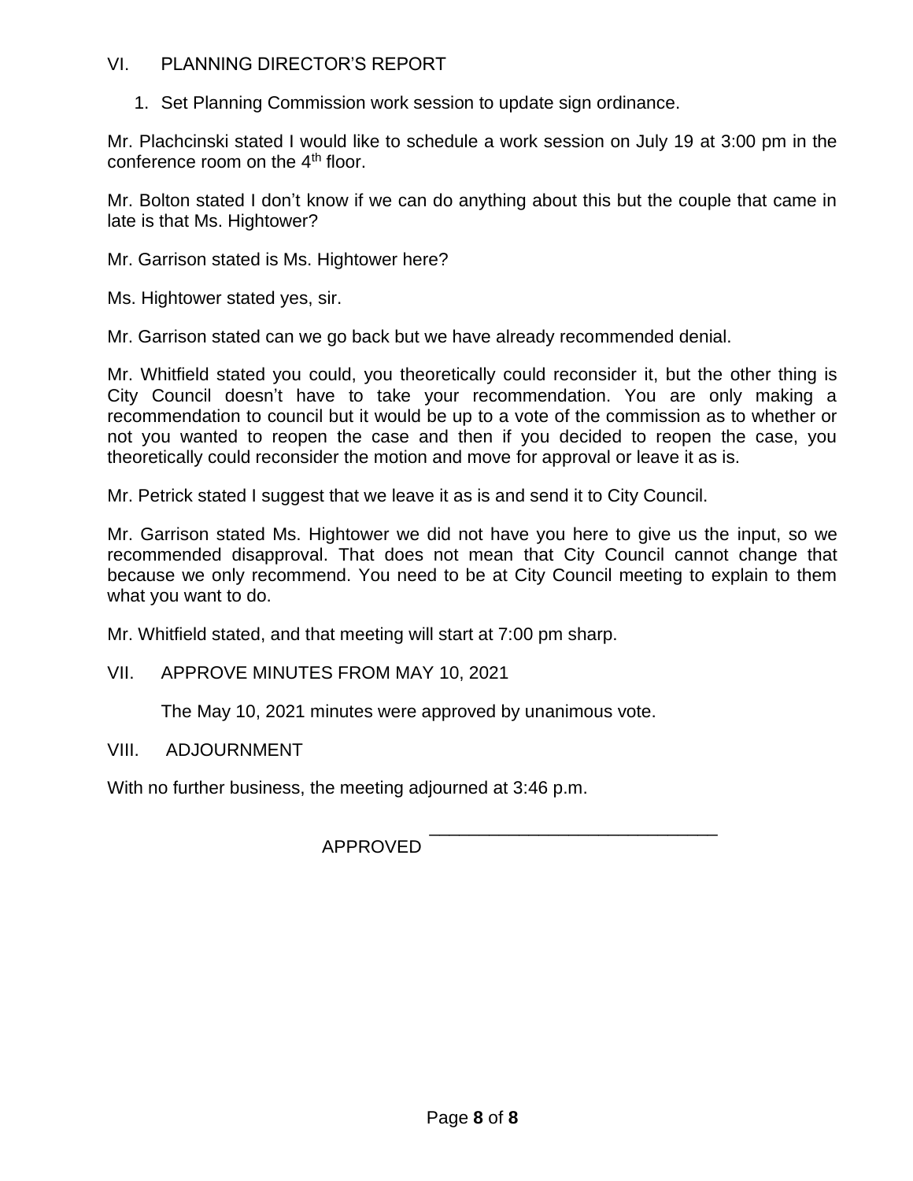## VI. PLANNING DIRECTOR'S REPORT

1. Set Planning Commission work session to update sign ordinance.

Mr. Plachcinski stated I would like to schedule a work session on July 19 at 3:00 pm in the conference room on the 4th floor.

Mr. Bolton stated I don't know if we can do anything about this but the couple that came in late is that Ms. Hightower?

Mr. Garrison stated is Ms. Hightower here?

Ms. Hightower stated yes, sir.

Mr. Garrison stated can we go back but we have already recommended denial.

Mr. Whitfield stated you could, you theoretically could reconsider it, but the other thing is City Council doesn't have to take your recommendation. You are only making a recommendation to council but it would be up to a vote of the commission as to whether or not you wanted to reopen the case and then if you decided to reopen the case, you theoretically could reconsider the motion and move for approval or leave it as is.

Mr. Petrick stated I suggest that we leave it as is and send it to City Council.

Mr. Garrison stated Ms. Hightower we did not have you here to give us the input, so we recommended disapproval. That does not mean that City Council cannot change that because we only recommend. You need to be at City Council meeting to explain to them what you want to do.

Mr. Whitfield stated, and that meeting will start at 7:00 pm sharp.

## VII. APPROVE MINUTES FROM MAY 10, 2021

The May 10, 2021 minutes were approved by unanimous vote.

## VIII. ADJOURNMENT

With no further business, the meeting adjourned at 3:46 p.m.

APPROVED \_\_\_\_\_\_\_\_\_\_\_\_\_\_\_\_\_\_\_\_\_\_\_\_\_\_\_\_\_\_